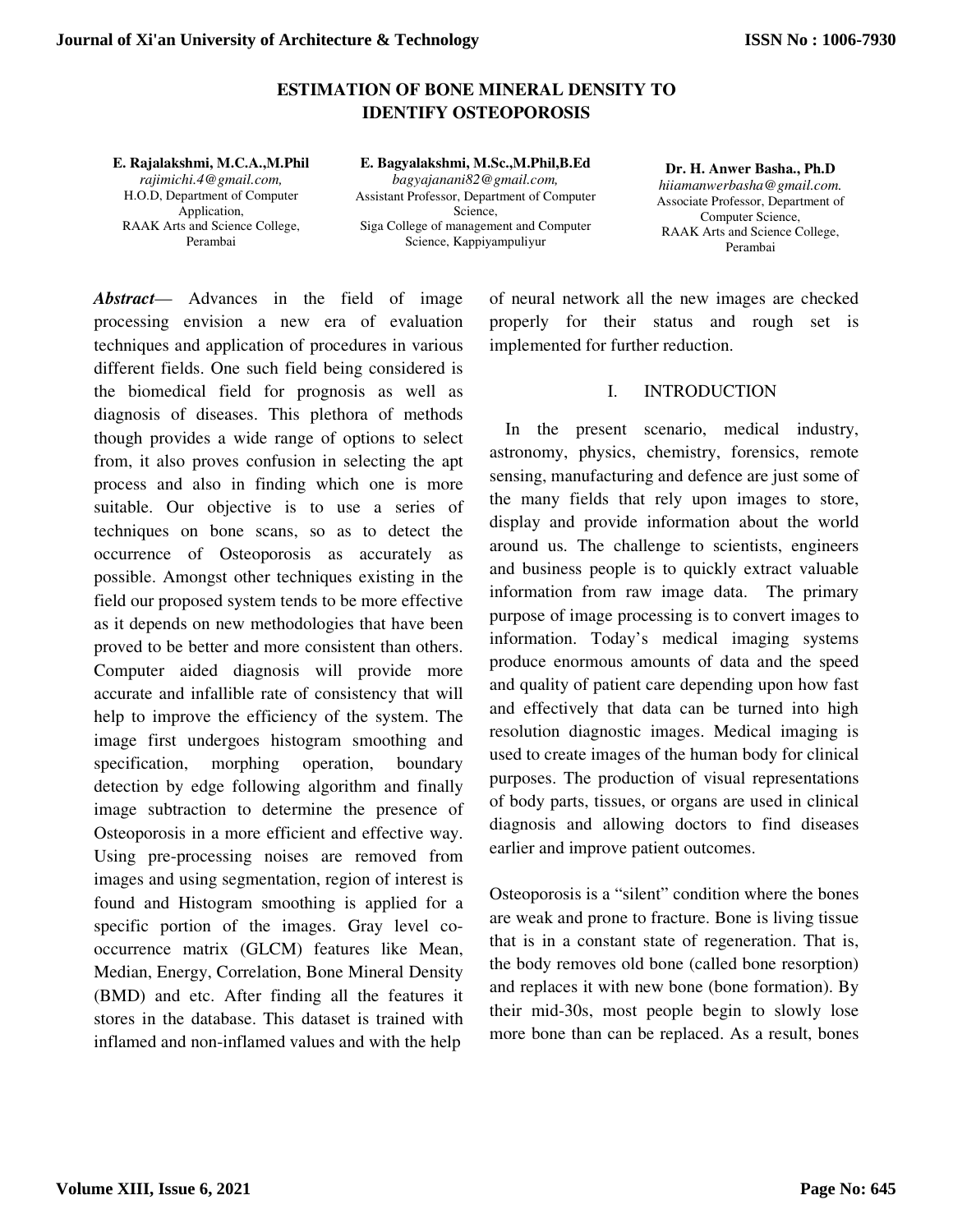# ESTIMATION OF BONE MINERAL DENSITY TO IDENTIFY OSTEOPOROSIS

**E. Rajalakshmi, M.C.A.,M.Phil**
*rajimichi.4@gmail.com,*
H.O.D, Department of Computer Application,
RAAK Arts and Science College, Perambai

**E. Bagyalakshmi, M.Sc.,M.Phil,B.Ed**
*bagyajanani82@gmail.com,*
Assistant Professor, Department of Computer Science,
Siga College of management and Computer Science, Kappiyampuliyur

**Dr. H. Anwer Basha., Ph.D**
*hiiamanwerbasha@gmail.com.*
Associate Professor, Department of Computer Science,
RAAK Arts and Science College, Perambai

***Abstract*—** Advances in the field of image processing envision a new era of evaluation techniques and application of procedures in various different fields. One such field being considered is the biomedical field for prognosis as well as diagnosis of diseases. This plethora of methods though provides a wide range of options to select from, it also proves confusion in selecting the apt process and also in finding which one is more suitable. Our objective is to use a series of techniques on bone scans, so as to detect the occurrence of Osteoporosis as accurately as possible. Amongst other techniques existing in the field our proposed system tends to be more effective as it depends on new methodologies that have been proved to be better and more consistent than others. Computer aided diagnosis will provide more accurate and infallible rate of consistency that will help to improve the efficiency of the system. The image first undergoes histogram smoothing and specification, morphing operation, boundary detection by edge following algorithm and finally image subtraction to determine the presence of Osteoporosis in a more efficient and effective way. Using pre-processing noises are removed from images and using segmentation, region of interest is found and Histogram smoothing is applied for a specific portion of the images. Gray level co-occurrence matrix (GLCM) features like Mean, Median, Energy, Correlation, Bone Mineral Density (BMD) and etc. After finding all the features it stores in the database. This dataset is trained with inflamed and non-inflamed values and with the help of neural network all the new images are checked properly for their status and rough set is implemented for further reduction.

## I. INTRODUCTION

In the present scenario, medical industry, astronomy, physics, chemistry, forensics, remote sensing, manufacturing and defence are just some of the many fields that rely upon images to store, display and provide information about the world around us. The challenge to scientists, engineers and business people is to quickly extract valuable information from raw image data. The primary purpose of image processing is to convert images to information. Today's medical imaging systems produce enormous amounts of data and the speed and quality of patient care depending upon how fast and effectively that data can be turned into high resolution diagnostic images. Medical imaging is used to create images of the human body for clinical purposes. The production of visual representations of body parts, tissues, or organs are used in clinical diagnosis and allowing doctors to find diseases earlier and improve patient outcomes.

Osteoporosis is a "silent" condition where the bones are weak and prone to fracture. Bone is living tissue that is in a constant state of regeneration. That is, the body removes old bone (called bone resorption) and replaces it with new bone (bone formation). By their mid-30s, most people begin to slowly lose more bone than can be replaced. As a result, bones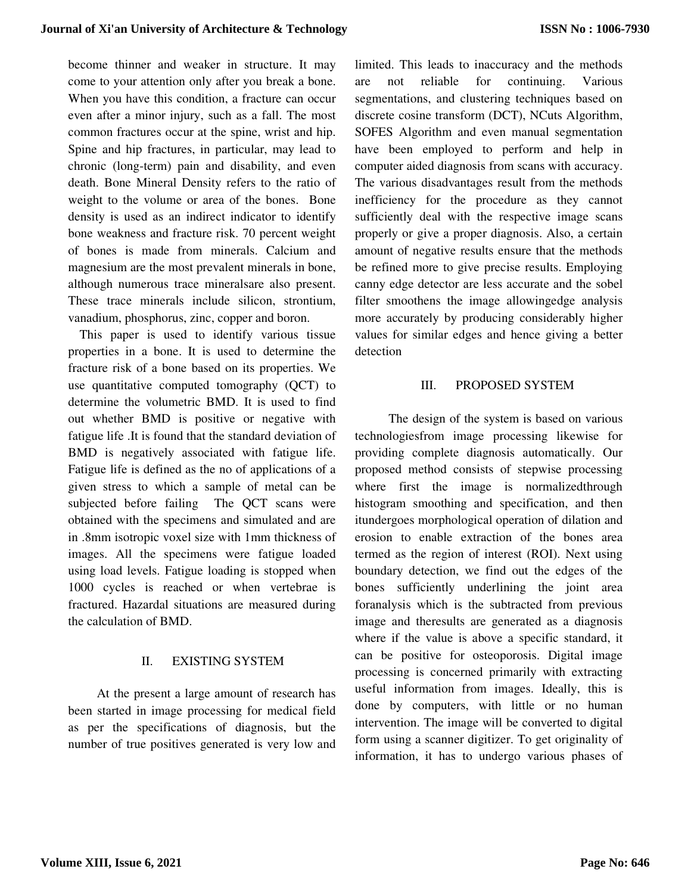become thinner and weaker in structure. It may come to your attention only after you break a bone. When you have this condition, a fracture can occur even after a minor injury, such as a fall. The most common fractures occur at the spine, wrist and hip. Spine and hip fractures, in particular, may lead to chronic (long-term) pain and disability, and even death. Bone Mineral Density refers to the ratio of weight to the volume or area of the bones. Bone density is used as an indirect indicator to identify bone weakness and fracture risk. 70 percent weight of bones is made from minerals. Calcium and magnesium are the most prevalent minerals in bone, although numerous trace mineralsare also present. These trace minerals include silicon, strontium, vanadium, phosphorus, zinc, copper and boron.

This paper is used to identify various tissue properties in a bone. It is used to determine the fracture risk of a bone based on its properties. We use quantitative computed tomography (QCT) to determine the volumetric BMD. It is used to find out whether BMD is positive or negative with fatigue life .It is found that the standard deviation of BMD is negatively associated with fatigue life. Fatigue life is defined as the no of applications of a given stress to which a sample of metal can be subjected before failing The QCT scans were obtained with the specimens and simulated and are in .8mm isotropic voxel size with 1mm thickness of images. All the specimens were fatigue loaded using load levels. Fatigue loading is stopped when 1000 cycles is reached or when vertebrae is fractured. Hazardal situations are measured during the calculation of BMD.

## II. EXISTING SYSTEM

At the present a large amount of research has been started in image processing for medical field as per the specifications of diagnosis, but the number of true positives generated is very low and limited. This leads to inaccuracy and the methods are not reliable for continuing. Various segmentations, and clustering techniques based on discrete cosine transform (DCT), NCuts Algorithm, SOFES Algorithm and even manual segmentation have been employed to perform and help in computer aided diagnosis from scans with accuracy. The various disadvantages result from the methods inefficiency for the procedure as they cannot sufficiently deal with the respective image scans properly or give a proper diagnosis. Also, a certain amount of negative results ensure that the methods be refined more to give precise results. Employing canny edge detector are less accurate and the sobel filter smoothens the image allowingedge analysis more accurately by producing considerably higher values for similar edges and hence giving a better detection

## III. PROPOSED SYSTEM

The design of the system is based on various technologiesfrom image processing likewise for providing complete diagnosis automatically. Our proposed method consists of stepwise processing where first the image is normalizedthrough histogram smoothing and specification, and then itundergoes morphological operation of dilation and erosion to enable extraction of the bones area termed as the region of interest (ROI). Next using boundary detection, we find out the edges of the bones sufficiently underlining the joint area foranalysis which is the subtracted from previous image and theresults are generated as a diagnosis where if the value is above a specific standard, it can be positive for osteoporosis. Digital image processing is concerned primarily with extracting useful information from images. Ideally, this is done by computers, with little or no human intervention. The image will be converted to digital form using a scanner digitizer. To get originality of information, it has to undergo various phases of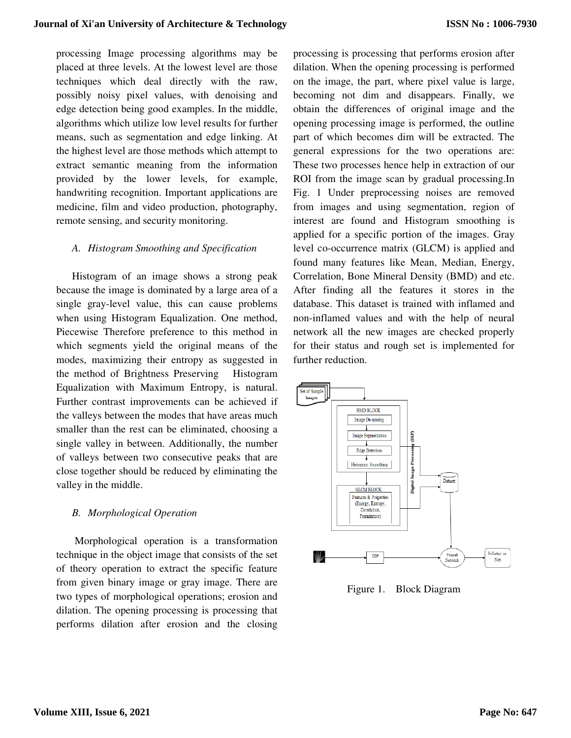processing Image processing algorithms may be placed at three levels. At the lowest level are those techniques which deal directly with the raw, possibly noisy pixel values, with denoising and edge detection being good examples. In the middle, algorithms which utilize low level results for further means, such as segmentation and edge linking. At the highest level are those methods which attempt to extract semantic meaning from the information provided by the lower levels, for example, handwriting recognition. Important applications are medicine, film and video production, photography, remote sensing, and security monitoring.

### *A. Histogram Smoothing and Specification*

Histogram of an image shows a strong peak because the image is dominated by a large area of a single gray-level value, this can cause problems when using Histogram Equalization. One method, Piecewise Therefore preference to this method in which segments yield the original means of the modes, maximizing their entropy as suggested in the method of Brightness Preserving Histogram Equalization with Maximum Entropy, is natural. Further contrast improvements can be achieved if the valleys between the modes that have areas much smaller than the rest can be eliminated, choosing a single valley in between. Additionally, the number of valleys between two consecutive peaks that are close together should be reduced by eliminating the valley in the middle.

### *B. Morphological Operation*

Morphological operation is a transformation technique in the object image that consists of the set of theory operation to extract the specific feature from given binary image or gray image. There are two types of morphological operations; erosion and dilation. The opening processing is processing that performs dilation after erosion and the closing processing is processing that performs erosion after dilation. When the opening processing is performed on the image, the part, where pixel value is large, becoming not dim and disappears. Finally, we obtain the differences of original image and the opening processing image is performed, the outline part of which becomes dim will be extracted. The general expressions for the two operations are: These two processes hence help in extraction of our ROI from the image scan by gradual processing.In Fig. 1 Under preprocessing noises are removed from images and using segmentation, region of interest are found and Histogram smoothing is applied for a specific portion of the images. Gray level co-occurrence matrix (GLCM) is applied and found many features like Mean, Median, Energy, Correlation, Bone Mineral Density (BMD) and etc. After finding all the features it stores in the database. This dataset is trained with inflamed and non-inflamed values and with the help of neural network all the new images are checked properly for their status and rough set is implemented for further reduction.

Figure 1. Block Diagram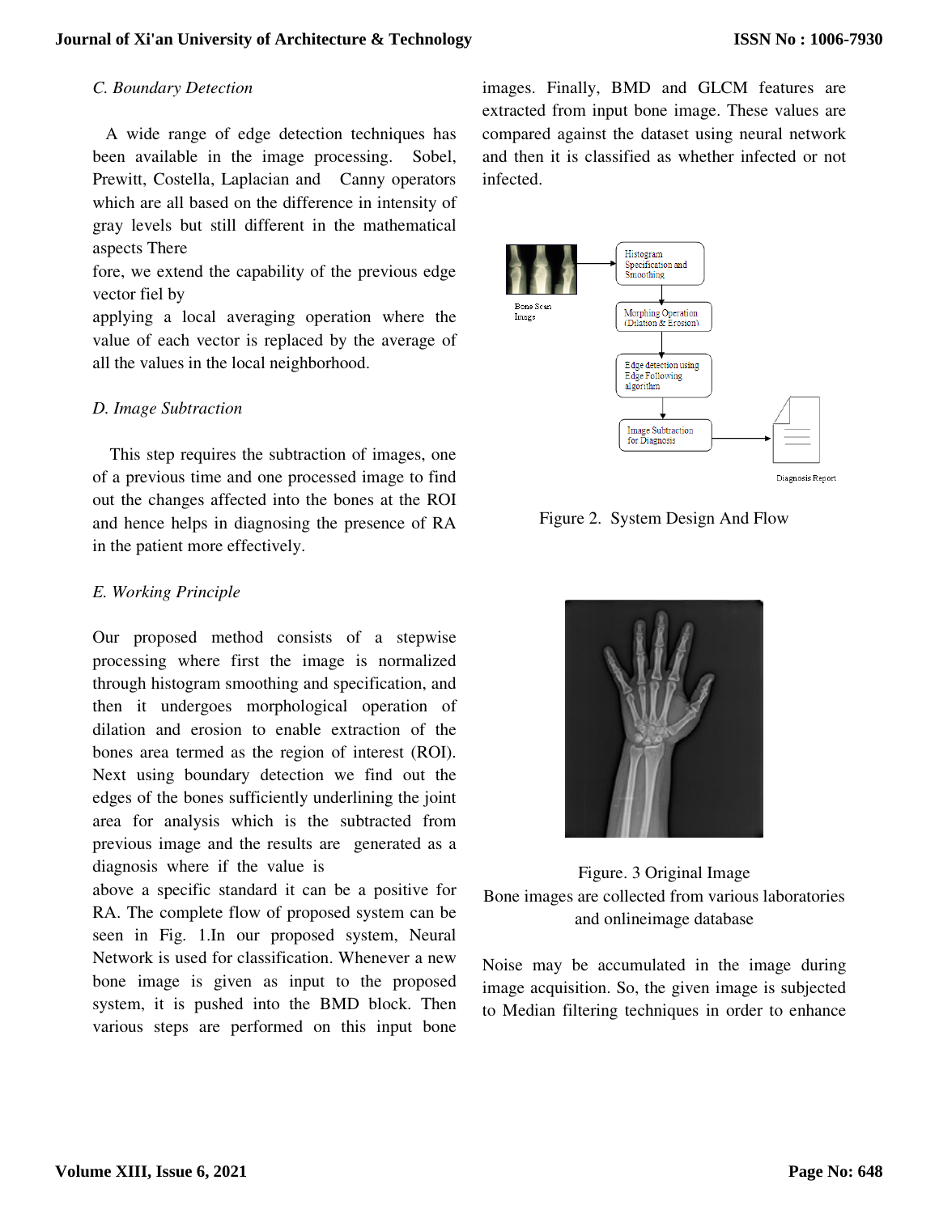### C. Boundary Detection

A wide range of edge detection techniques has been available in the image processing. Sobel, Prewitt, Costella, Laplacian and Canny operators which are all based on the difference in intensity of gray levels but still different in the mathematical aspects There
fore, we extend the capability of the previous edge vector fiel by
applying a local averaging operation where the value of each vector is replaced by the average of all the values in the local neighborhood.

### D. Image Subtraction

This step requires the subtraction of images, one of a previous time and one processed image to find out the changes affected into the bones at the ROI and hence helps in diagnosing the presence of RA in the patient more effectively.

### E. Working Principle

Our proposed method consists of a stepwise processing where first the image is normalized through histogram smoothing and specification, and then it undergoes morphological operation of dilation and erosion to enable extraction of the bones area termed as the region of interest (ROI). Next using boundary detection we find out the edges of the bones sufficiently underlining the joint area for analysis which is the subtracted from previous image and the results are generated as a diagnosis where if the value is
above a specific standard it can be a positive for RA. The complete flow of proposed system can be seen in Fig. 1.In our proposed system, Neural Network is used for classification. Whenever a new bone image is given as input to the proposed system, it is pushed into the BMD block. Then various steps are performed on this input bone images. Finally, BMD and GLCM features are extracted from input bone image. These values are compared against the dataset using neural network and then it is classified as whether infected or not infected.

Figure 2. System Design And Flow

Figure. 3 Original Image
Bone images are collected from various laboratories and onlineimage database

Noise may be accumulated in the image during image acquisition. So, the given image is subjected to Median filtering techniques in order to enhance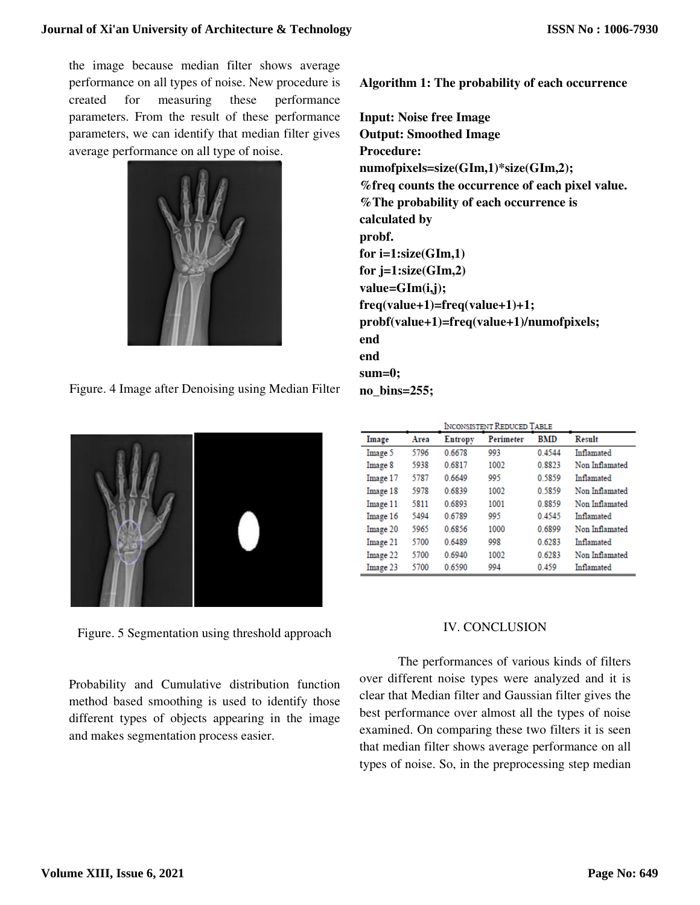the image because median filter shows average performance on all types of noise. New procedure is created for measuring these performance parameters. From the result of these performance parameters, we can identify that median filter gives average performance on all type of noise.

Figure. 4 Image after Denoising using Median Filter

Figure. 5 Segmentation using threshold approach

Probability and Cumulative distribution function method based smoothing is used to identify those different types of objects appearing in the image and makes segmentation process easier.

**Algorithm 1: The probability of each occurrence**

**Input: Noise free Image**
**Output: Smoothed Image**
**Procedure:**

```
numofpixels=size(GIm,1)*size(GIm,2);
%freq counts the occurrence of each pixel value.
%The probability of each occurrence is
calculated by
probf.
for i=1:size(GIm,1)
for j=1:size(GIm,2)
value=GIm(i,j);
freq(value+1)=freq(value+1)+1;
probf(value+1)=freq(value+1)/numofpixels;
end
end
sum=0;
no_bins=255;
```

INCONSISTENT REDUCED TABLE

| Image | Area | Entropy | Perimeter | BMD | Result |
|---|---|---|---|---|---|
| Image 5 | 5796 | 0.6678 | 993 | 0.4544 | Inflamated |
| Image 8 | 5938 | 0.6817 | 1002 | 0.8823 | Non Inflamated |
| Image 17 | 5787 | 0.6649 | 995 | 0.5859 | Inflamated |
| Image 18 | 5978 | 0.6839 | 1002 | 0.5859 | Non Inflamated |
| Image 11 | 5811 | 0.6893 | 1001 | 0.8859 | Non Inflamated |
| Image 16 | 5494 | 0.6789 | 995 | 0.4545 | Inflamated |
| Image 20 | 5965 | 0.6856 | 1000 | 0.6899 | Non Inflamated |
| Image 21 | 5700 | 0.6489 | 998 | 0.6283 | Inflamated |
| Image 22 | 5700 | 0.6940 | 1002 | 0.6283 | Non Inflamated |
| Image 23 | 5700 | 0.6590 | 994 | 0.459 | Inflamated |

## IV. CONCLUSION

The performances of various kinds of filters over different noise types were analyzed and it is clear that Median filter and Gaussian filter gives the best performance over almost all the types of noise examined. On comparing these two filters it is seen that median filter shows average performance on all types of noise. So, in the preprocessing step median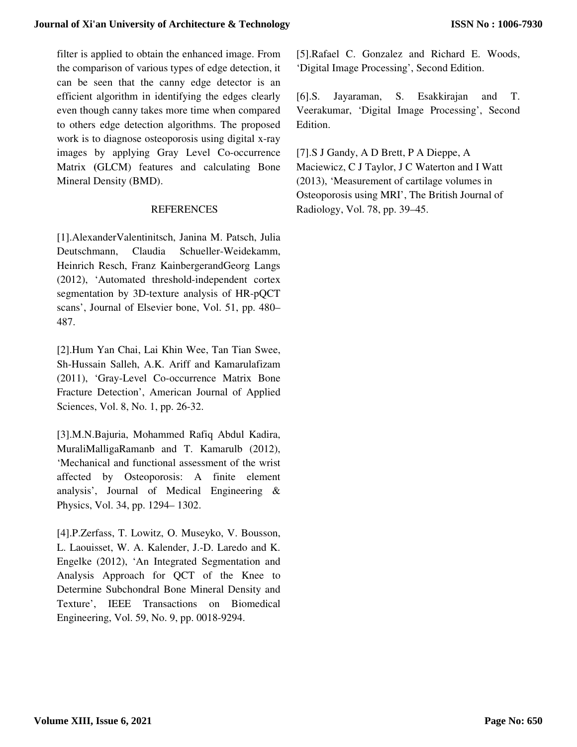filter is applied to obtain the enhanced image. From the comparison of various types of edge detection, it can be seen that the canny edge detector is an efficient algorithm in identifying the edges clearly even though canny takes more time when compared to others edge detection algorithms. The proposed work is to diagnose osteoporosis using digital x-ray images by applying Gray Level Co-occurrence Matrix (GLCM) features and calculating Bone Mineral Density (BMD).

## REFERENCES

[1].AlexanderValentinitsch, Janina M. Patsch, Julia Deutschmann, Claudia Schueller-Weidekamm, Heinrich Resch, Franz KainbergerandGeorg Langs (2012), 'Automated threshold-independent cortex segmentation by 3D-texture analysis of HR-pQCT scans', Journal of Elsevier bone, Vol. 51, pp. 480–487.

[2].Hum Yan Chai, Lai Khin Wee, Tan Tian Swee, Sh-Hussain Salleh, A.K. Ariff and Kamarulafizam (2011), 'Gray-Level Co-occurrence Matrix Bone Fracture Detection', American Journal of Applied Sciences, Vol. 8, No. 1, pp. 26-32.

[3].M.N.Bajuria, Mohammed Rafiq Abdul Kadira, MuraliMalligaRamanb and T. Kamarulb (2012), 'Mechanical and functional assessment of the wrist affected by Osteoporosis: A finite element analysis', Journal of Medical Engineering & Physics, Vol. 34, pp. 1294– 1302.

[4].P.Zerfass, T. Lowitz, O. Museyko, V. Bousson, L. Laouisset, W. A. Kalender, J.-D. Laredo and K. Engelke (2012), 'An Integrated Segmentation and Analysis Approach for QCT of the Knee to Determine Subchondral Bone Mineral Density and Texture', IEEE Transactions on Biomedical Engineering, Vol. 59, No. 9, pp. 0018-9294.

[5].Rafael C. Gonzalez and Richard E. Woods, 'Digital Image Processing', Second Edition.

[6].S. Jayaraman, S. Esakkirajan and T. Veerakumar, 'Digital Image Processing', Second Edition.

[7].S J Gandy, A D Brett, P A Dieppe, A Maciewicz, C J Taylor, J C Waterton and I Watt (2013), 'Measurement of cartilage volumes in Osteoporosis using MRI', The British Journal of Radiology, Vol. 78, pp. 39–45.